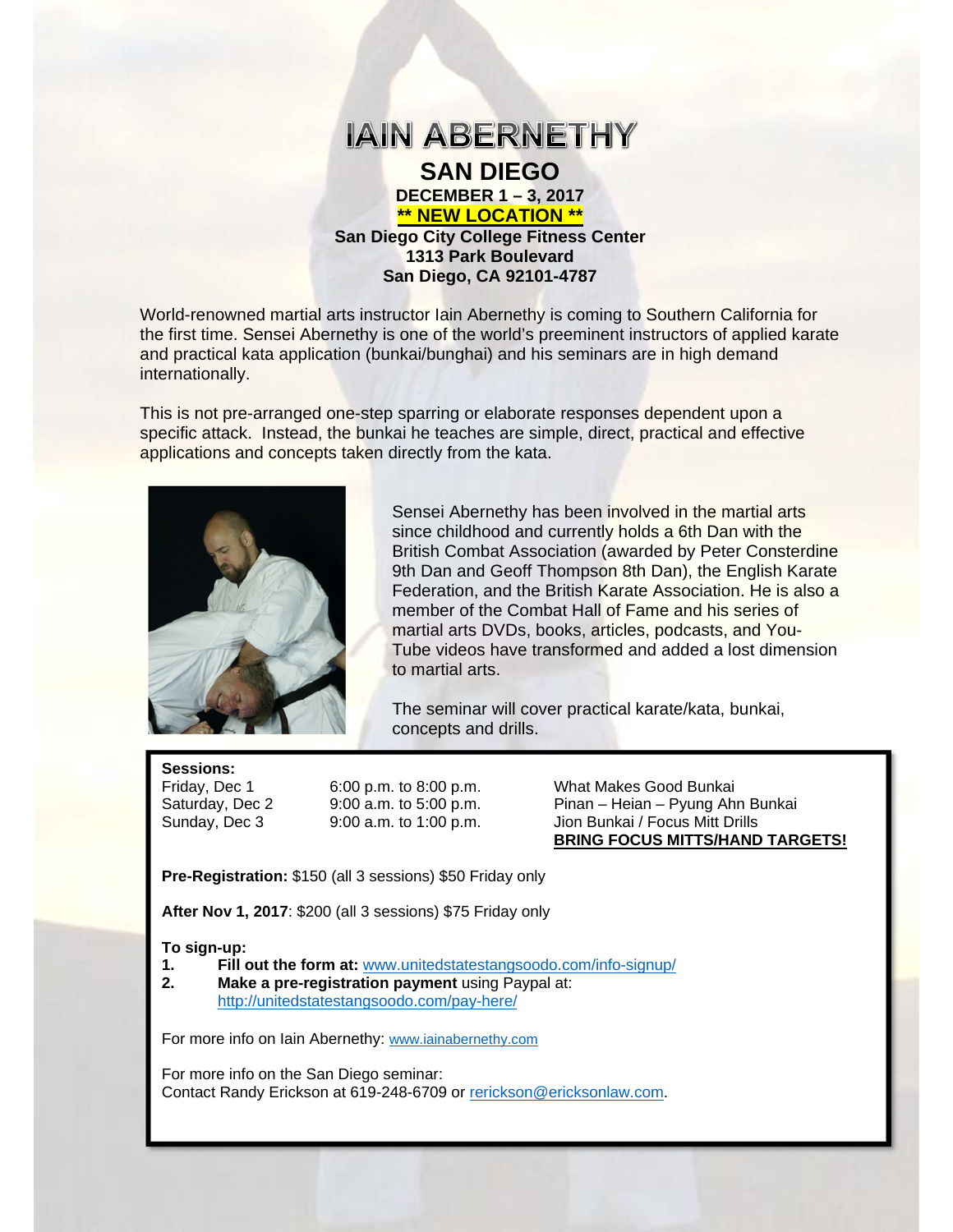# IAIN ABERNETHY

## SAN DIEGO

**DECEMBER 1 – 3, 2017**

**\*\* NEW LOCATION \*\***

**San Diego City College Fitness Center**
**1313 Park Boulevard**
**San Diego, CA 92101-4787**

World-renowned martial arts instructor Iain Abernethy is coming to Southern California for the first time. Sensei Abernethy is one of the world's preeminent instructors of applied karate and practical kata application (bunkai/bunghai) and his seminars are in high demand internationally.

This is not pre-arranged one-step sparring or elaborate responses dependent upon a specific attack. Instead, the bunkai he teaches are simple, direct, practical and effective applications and concepts taken directly from the kata.

Sensei Abernethy has been involved in the martial arts since childhood and currently holds a 6th Dan with the British Combat Association (awarded by Peter Consterdine 9th Dan and Geoff Thompson 8th Dan), the English Karate Federation, and the British Karate Association. He is also a member of the Combat Hall of Fame and his series of martial arts DVDs, books, articles, podcasts, and You-Tube videos have transformed and added a lost dimension to martial arts.

The seminar will cover practical karate/kata, bunkai, concepts and drills.

**Sessions:**

| | | |
|---|---|---|
| Friday, Dec 1 | 6:00 p.m. to 8:00 p.m. | What Makes Good Bunkai |
| Saturday, Dec 2 | 9:00 a.m. to 5:00 p.m. | Pinan – Heian – Pyung Ahn Bunkai |
| Sunday, Dec 3 | 9:00 a.m. to 1:00 p.m. | Jion Bunkai / Focus Mitt Drills **BRING FOCUS MITTS/HAND TARGETS!** |

**Pre-Registration:** $150 (all 3 sessions) $50 Friday only

**After Nov 1, 2017**: $200 (all 3 sessions) $75 Friday only

**To sign-up:**

1. **Fill out the form at:** www.unitedstatestangsoodo.com/info-signup/
2. **Make a pre-registration payment** using Paypal at: http://unitedstatestangsoodo.com/pay-here/

For more info on Iain Abernethy: www.iainabernethy.com

For more info on the San Diego seminar:
Contact Randy Erickson at 619-248-6709 or rerickson@ericksonlaw.com.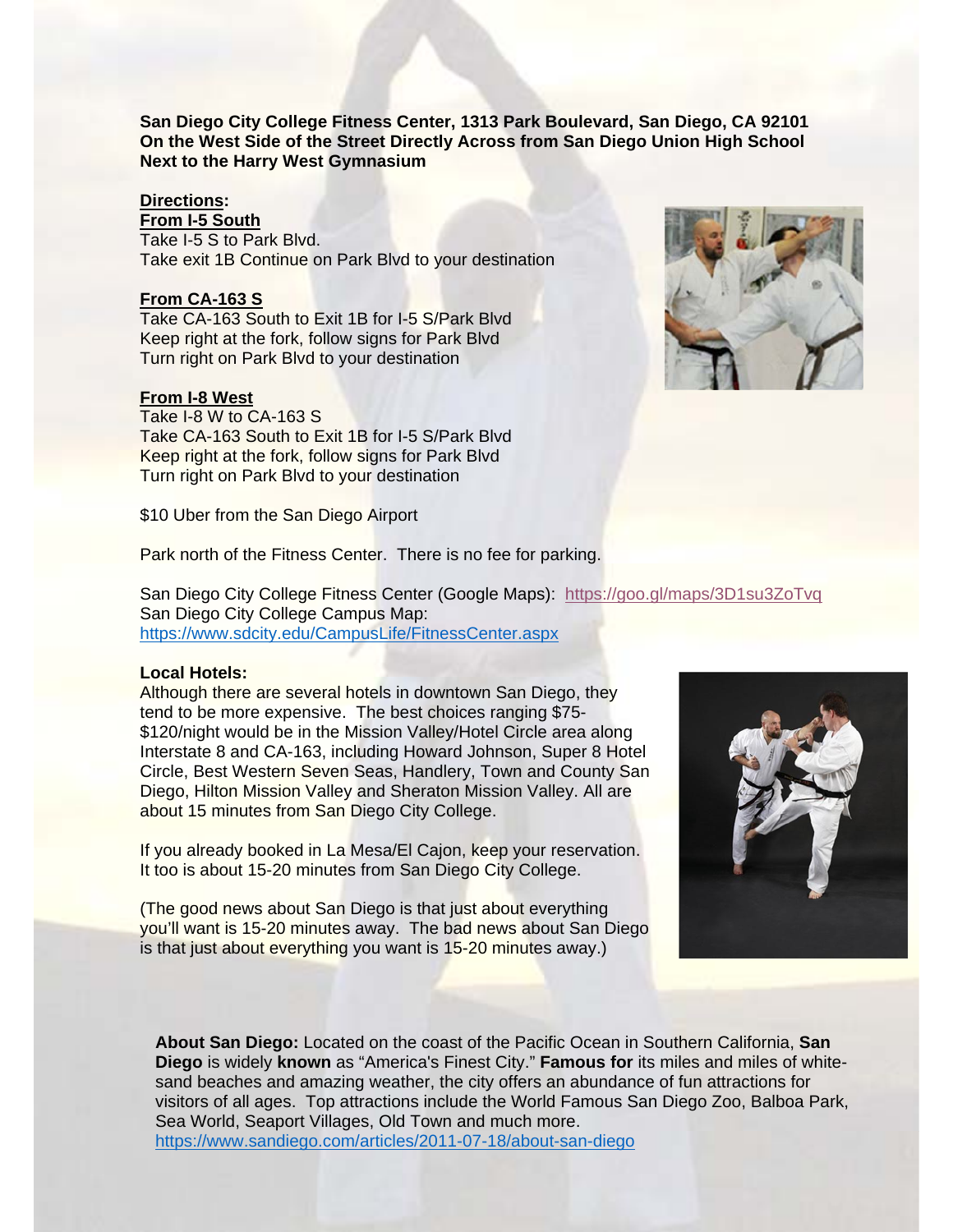**San Diego City College Fitness Center, 1313 Park Boulevard, San Diego, CA 92101**
**On the West Side of the Street Directly Across from San Diego Union High School**
**Next to the Harry West Gymnasium**

**Directions:**

**From I-5 South**

Take I-5 S to Park Blvd.
Take exit 1B Continue on Park Blvd to your destination

**From CA-163 S**

Take CA-163 South to Exit 1B for I-5 S/Park Blvd
Keep right at the fork, follow signs for Park Blvd
Turn right on Park Blvd to your destination

**From I-8 West**

Take I-8 W to CA-163 S
Take CA-163 South to Exit 1B for I-5 S/Park Blvd
Keep right at the fork, follow signs for Park Blvd
Turn right on Park Blvd to your destination

$10 Uber from the San Diego Airport

Park north of the Fitness Center. There is no fee for parking.

San Diego City College Fitness Center (Google Maps): https://goo.gl/maps/3D1su3ZoTvq
San Diego City College Campus Map:
https://www.sdcity.edu/CampusLife/FitnessCenter.aspx

**Local Hotels:**

Although there are several hotels in downtown San Diego, they tend to be more expensive. The best choices ranging $75-$120/night would be in the Mission Valley/Hotel Circle area along Interstate 8 and CA-163, including Howard Johnson, Super 8 Hotel Circle, Best Western Seven Seas, Handlery, Town and County San Diego, Hilton Mission Valley and Sheraton Mission Valley. All are about 15 minutes from San Diego City College.

If you already booked in La Mesa/El Cajon, keep your reservation. It too is about 15-20 minutes from San Diego City College.

(The good news about San Diego is that just about everything you'll want is 15-20 minutes away. The bad news about San Diego is that just about everything you want is 15-20 minutes away.)

**About San Diego:** Located on the coast of the Pacific Ocean in Southern California, **San Diego** is widely **known** as "America's Finest City." **Famous for** its miles and miles of white-sand beaches and amazing weather, the city offers an abundance of fun attractions for visitors of all ages. Top attractions include the World Famous San Diego Zoo, Balboa Park, Sea World, Seaport Villages, Old Town and much more.
https://www.sandiego.com/articles/2011-07-18/about-san-diego